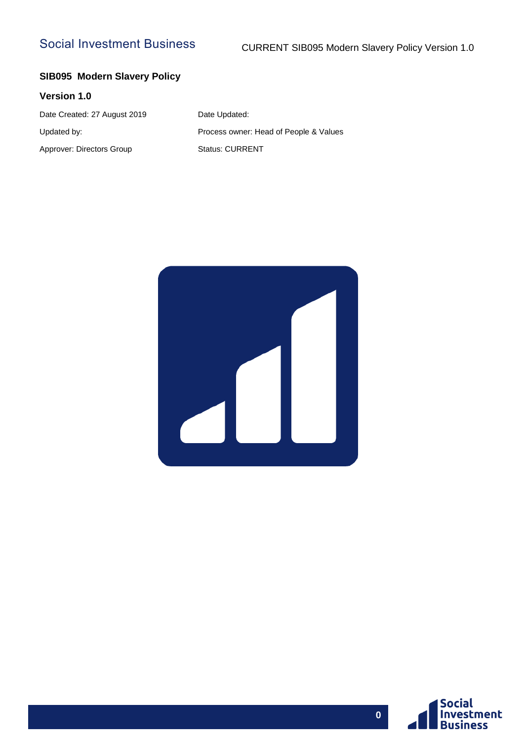# SIB095 Modern Slavery Policy

## Version 1.0

| | |
|---|---|
| Date Created: 27 August 2019 | Date Updated: |
| Updated by: | Process owner: Head of People & Values |
| Approver: Directors Group | Status: CURRENT |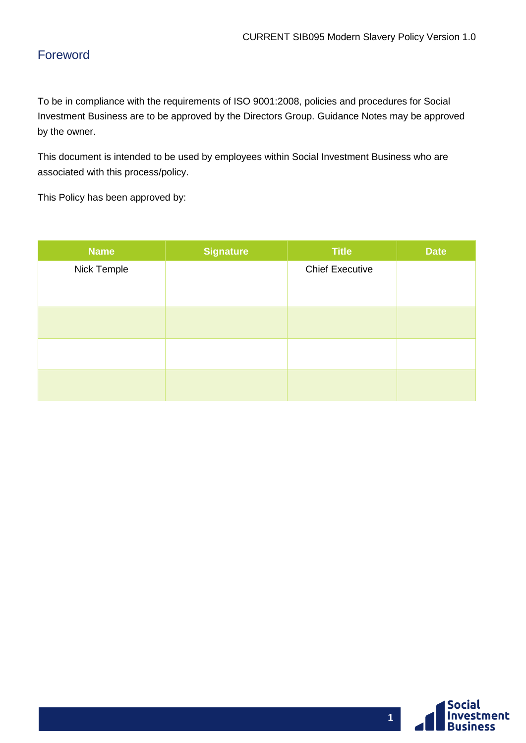# Foreword

To be in compliance with the requirements of ISO 9001:2008, policies and procedures for Social Investment Business are to be approved by the Directors Group. Guidance Notes may be approved by the owner.

This document is intended to be used by employees within Social Investment Business who are associated with this process/policy.

This Policy has been approved by:

| Name | Signature | Title | Date |
|---|---|---|---|
| Nick Temple | | Chief Executive | |
| | | | |
| | | | |
| | | | |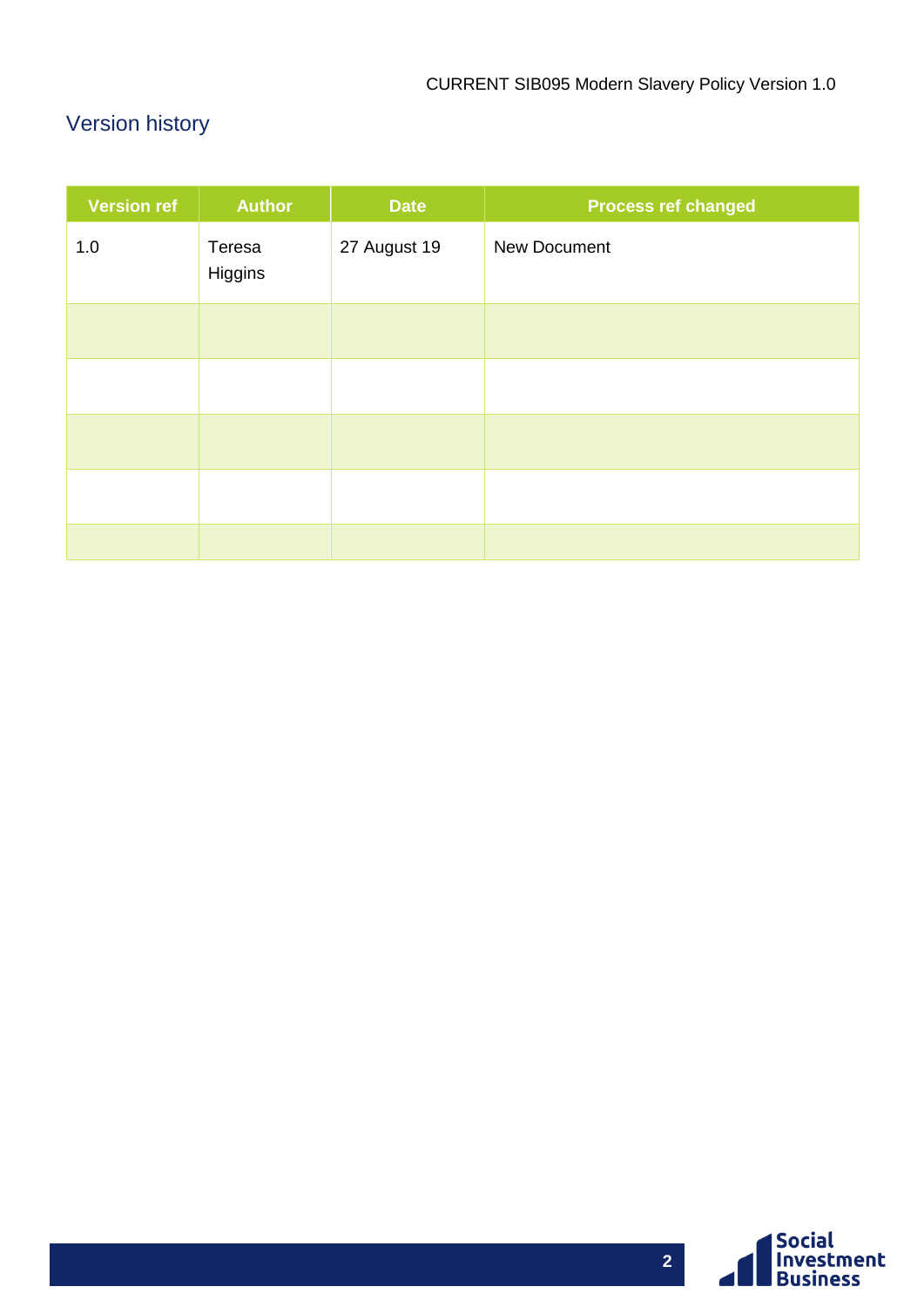## Version history

| Version ref | Author | Date | Process ref changed |
|---|---|---|---|
| 1.0 | Teresa Higgins | 27 August 19 | New Document |
| | | | |
| | | | |
| | | | |
| | | | |
| | | | |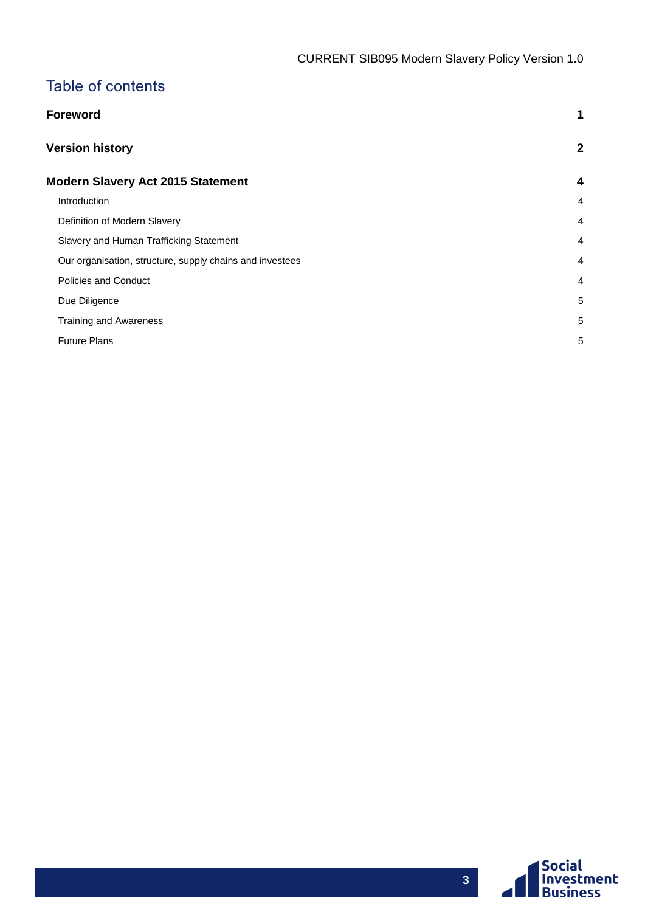## Table of contents

| | |
|---|---|
| **Foreword** | **1** |
| **Version history** | **2** |
| **Modern Slavery Act 2015 Statement** | **4** |
| Introduction | 4 |
| Definition of Modern Slavery | 4 |
| Slavery and Human Trafficking Statement | 4 |
| Our organisation, structure, supply chains and investees | 4 |
| Policies and Conduct | 4 |
| Due Diligence | 5 |
| Training and Awareness | 5 |
| Future Plans | 5 |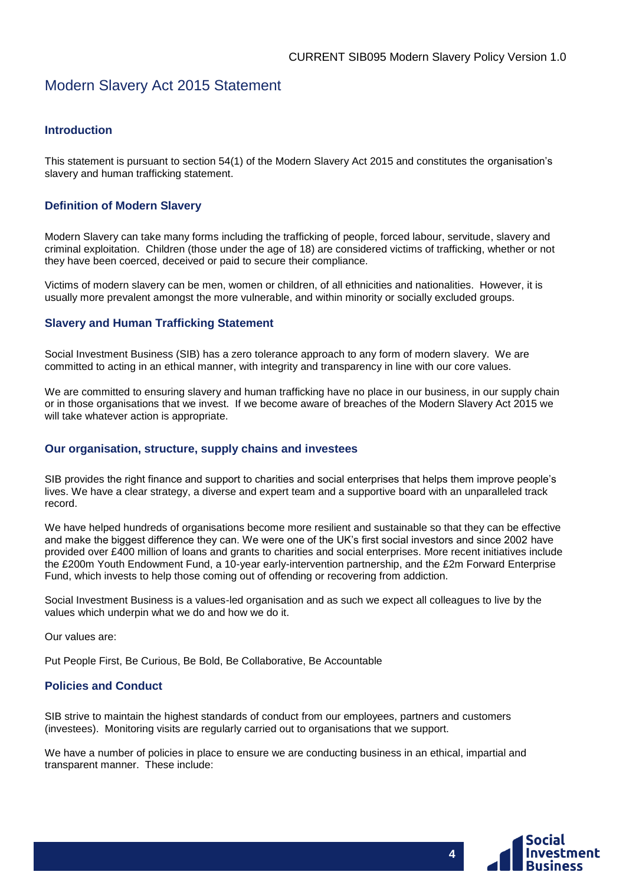# Modern Slavery Act 2015 Statement

## Introduction

This statement is pursuant to section 54(1) of the Modern Slavery Act 2015 and constitutes the organisation's slavery and human trafficking statement.

## Definition of Modern Slavery

Modern Slavery can take many forms including the trafficking of people, forced labour, servitude, slavery and criminal exploitation. Children (those under the age of 18) are considered victims of trafficking, whether or not they have been coerced, deceived or paid to secure their compliance.

Victims of modern slavery can be men, women or children, of all ethnicities and nationalities. However, it is usually more prevalent amongst the more vulnerable, and within minority or socially excluded groups.

## Slavery and Human Trafficking Statement

Social Investment Business (SIB) has a zero tolerance approach to any form of modern slavery. We are committed to acting in an ethical manner, with integrity and transparency in line with our core values.

We are committed to ensuring slavery and human trafficking have no place in our business, in our supply chain or in those organisations that we invest. If we become aware of breaches of the Modern Slavery Act 2015 we will take whatever action is appropriate.

## Our organisation, structure, supply chains and investees

SIB provides the right finance and support to charities and social enterprises that helps them improve people's lives. We have a clear strategy, a diverse and expert team and a supportive board with an unparalleled track record.

We have helped hundreds of organisations become more resilient and sustainable so that they can be effective and make the biggest difference they can. We were one of the UK's first social investors and since 2002 have provided over £400 million of loans and grants to charities and social enterprises. More recent initiatives include the £200m Youth Endowment Fund, a 10-year early-intervention partnership, and the £2m Forward Enterprise Fund, which invests to help those coming out of offending or recovering from addiction.

Social Investment Business is a values-led organisation and as such we expect all colleagues to live by the values which underpin what we do and how we do it.

Our values are:

Put People First, Be Curious, Be Bold, Be Collaborative, Be Accountable

## Policies and Conduct

SIB strive to maintain the highest standards of conduct from our employees, partners and customers (investees). Monitoring visits are regularly carried out to organisations that we support.

We have a number of policies in place to ensure we are conducting business in an ethical, impartial and transparent manner. These include: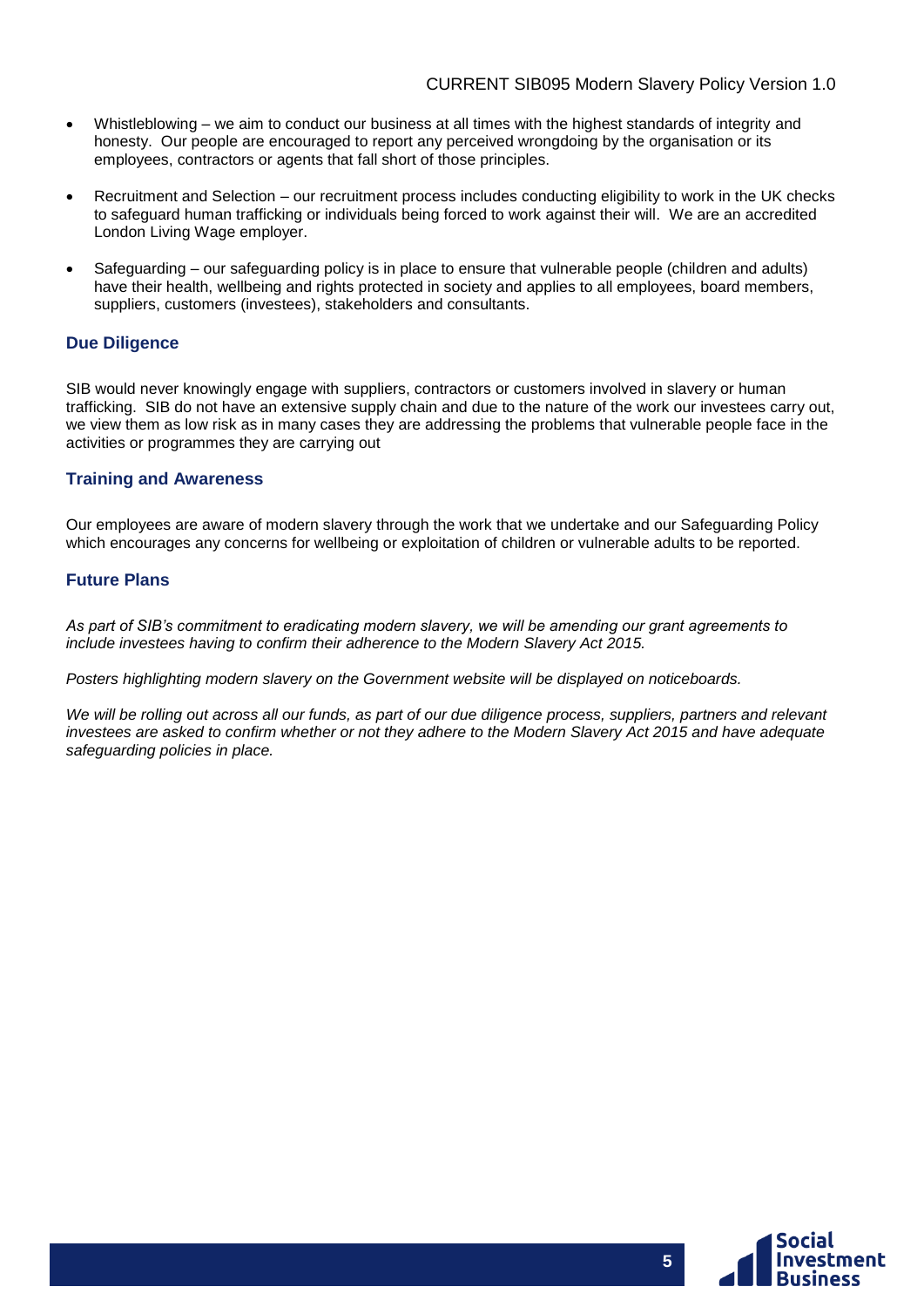- Whistleblowing – we aim to conduct our business at all times with the highest standards of integrity and honesty. Our people are encouraged to report any perceived wrongdoing by the organisation or its employees, contractors or agents that fall short of those principles.

- Recruitment and Selection – our recruitment process includes conducting eligibility to work in the UK checks to safeguard human trafficking or individuals being forced to work against their will. We are an accredited London Living Wage employer.

- Safeguarding – our safeguarding policy is in place to ensure that vulnerable people (children and adults) have their health, wellbeing and rights protected in society and applies to all employees, board members, suppliers, customers (investees), stakeholders and consultants.

## Due Diligence

SIB would never knowingly engage with suppliers, contractors or customers involved in slavery or human trafficking. SIB do not have an extensive supply chain and due to the nature of the work our investees carry out, we view them as low risk as in many cases they are addressing the problems that vulnerable people face in the activities or programmes they are carrying out

## Training and Awareness

Our employees are aware of modern slavery through the work that we undertake and our Safeguarding Policy which encourages any concerns for wellbeing or exploitation of children or vulnerable adults to be reported.

## Future Plans

*As part of SIB's commitment to eradicating modern slavery, we will be amending our grant agreements to include investees having to confirm their adherence to the Modern Slavery Act 2015.*

*Posters highlighting modern slavery on the Government website will be displayed on noticeboards.*

*We will be rolling out across all our funds, as part of our due diligence process, suppliers, partners and relevant investees are asked to confirm whether or not they adhere to the Modern Slavery Act 2015 and have adequate safeguarding policies in place.*